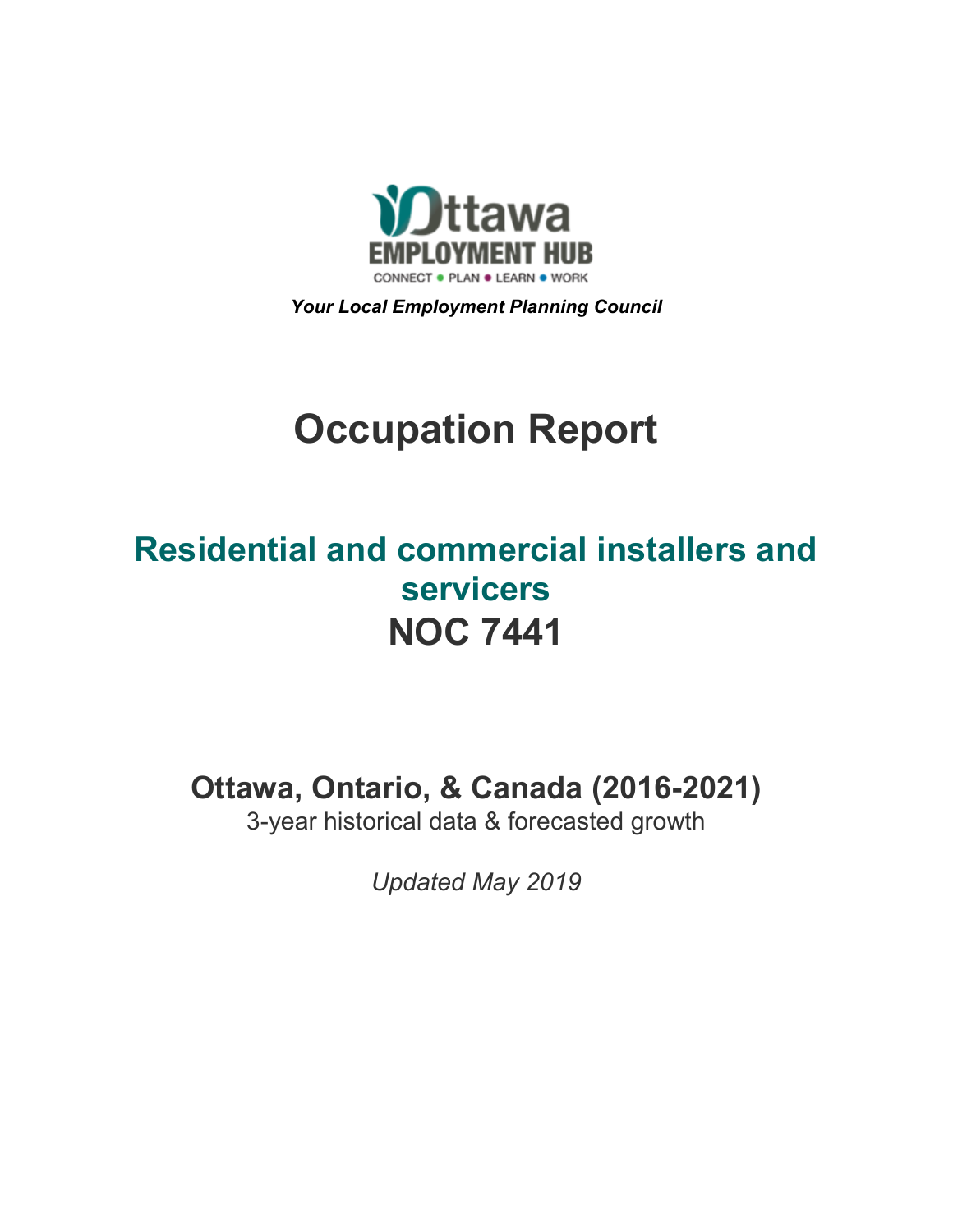Ottawa EMPLOYMENT HUB

CONNECT • PLAN • LEARN • WORK

***Your Local Employment Planning Council***

# Occupation Report

## Residential and commercial installers and servicers
## NOC 7441

### Ottawa, Ontario, & Canada (2016-2021)

3-year historical data & forecasted growth

*Updated May 2019*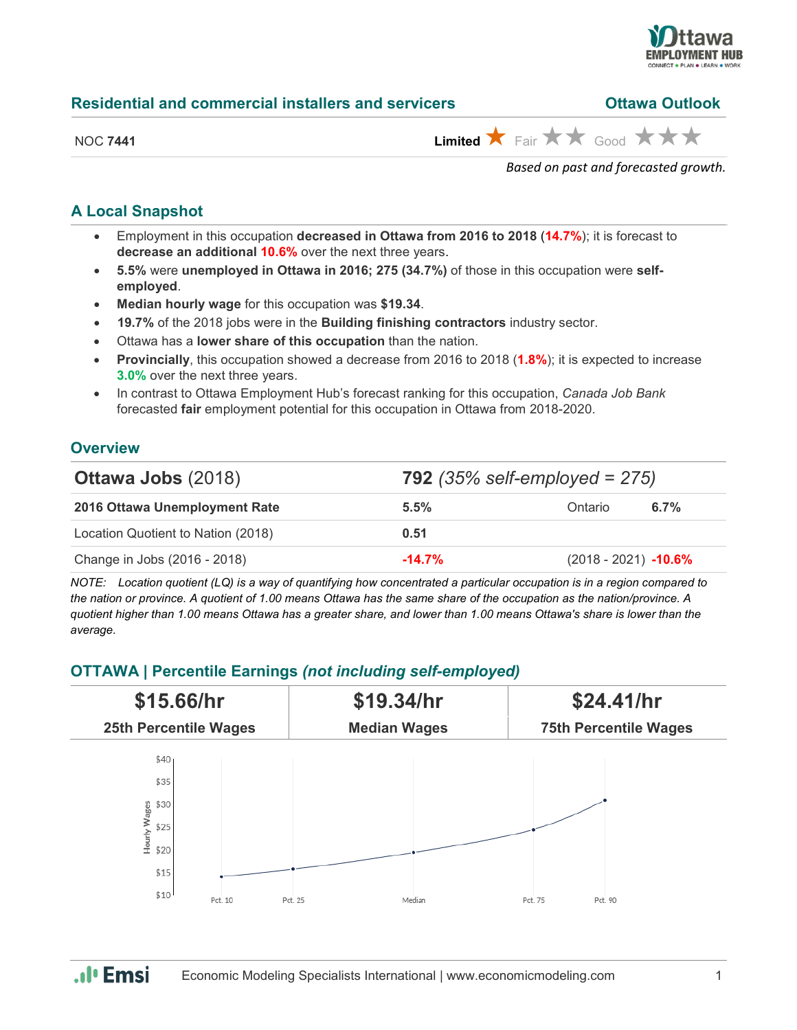## Residential and commercial installers and servicers

**Ottawa Outlook**

NOC **7441**

**Limited** ★ Fair ★★ Good ★★★

*Based on past and forecasted growth.*

### A Local Snapshot

- Employment in this occupation **decreased in Ottawa from 2016 to 2018** (**14.7%**); it is forecast to **decrease an additional 10.6%** over the next three years.
- **5.5%** were **unemployed in Ottawa in 2016; 275 (34.7%)** of those in this occupation were **self-employed**.
- **Median hourly wage** for this occupation was **$19.34**.
- **19.7%** of the 2018 jobs were in the **Building finishing contractors** industry sector.
- Ottawa has a **lower share of this occupation** than the nation.
- **Provincially**, this occupation showed a decrease from 2016 to 2018 (**1.8%**); it is expected to increase **3.0%** over the next three years.
- In contrast to Ottawa Employment Hub's forecast ranking for this occupation, *Canada Job Bank* forecasted **fair** employment potential for this occupation in Ottawa from 2018-2020.

### Overview

| **Ottawa Jobs** (2018) | **792** *(35% self-employed = 275)* | | |
|---|---|---|---|
| **2016 Ottawa Unemployment Rate** | **5.5%** | Ontario | **6.7%** |
| Location Quotient to Nation (2018) | **0.51** | | |
| Change in Jobs (2016 - 2018) | **-14.7%** | (2018 - 2021) | **-10.6%** |

*NOTE: Location quotient (LQ) is a way of quantifying how concentrated a particular occupation is in a region compared to the nation or province. A quotient of 1.00 means Ottawa has the same share of the occupation as the nation/province. A quotient higher than 1.00 means Ottawa has a greater share, and lower than 1.00 means Ottawa's share is lower than the average.*

### OTTAWA | Percentile Earnings *(not including self-employed)*

| $15.66/hr | $19.34/hr | $24.41/hr |
|---|---|---|
| 25th Percentile Wages | Median Wages | 75th Percentile Wages |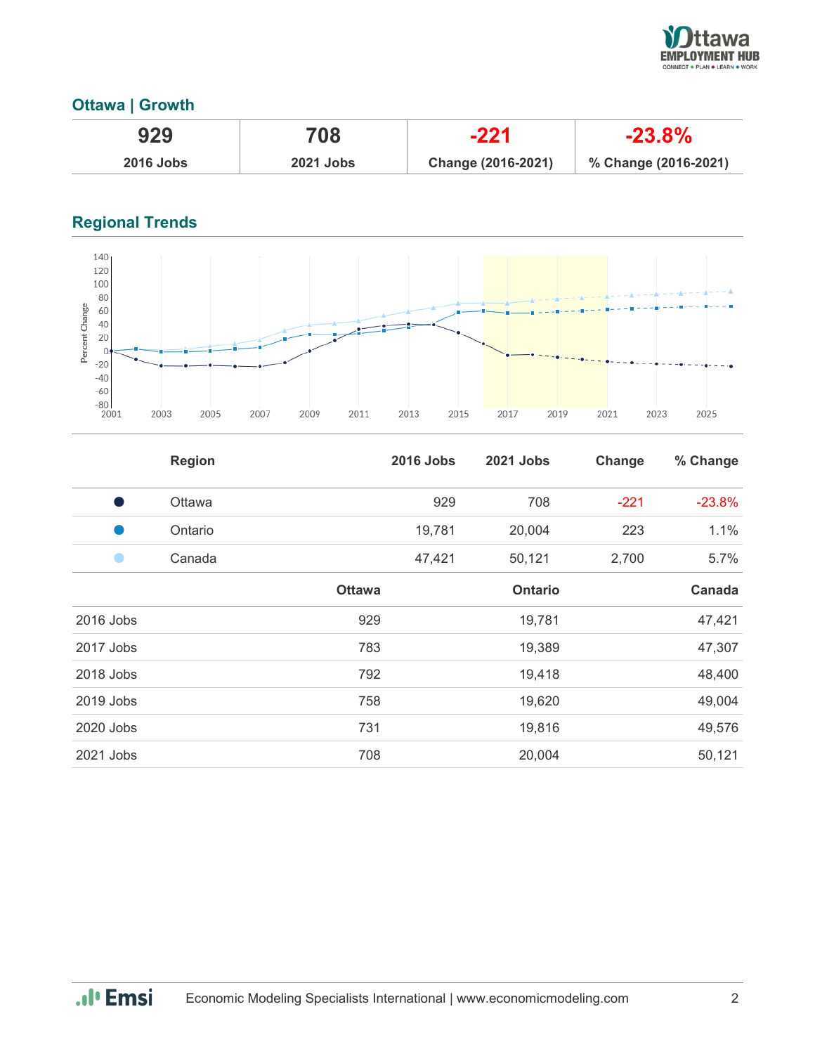## Ottawa | Growth

| 929 | 708 | -221 | -23.8% |
|---|---|---|---|
| 2016 Jobs | 2021 Jobs | Change (2016-2021) | % Change (2016-2021) |

## Regional Trends

| Region | 2016 Jobs | 2021 Jobs | Change | % Change |
|---|---|---|---|---|
| Ottawa | 929 | 708 | -221 | -23.8% |
| Ontario | 19,781 | 20,004 | 223 | 1.1% |
| Canada | 47,421 | 50,121 | 2,700 | 5.7% |

| | Ottawa | Ontario | Canada |
|---|---|---|---|
| 2016 Jobs | 929 | 19,781 | 47,421 |
| 2017 Jobs | 783 | 19,389 | 47,307 |
| 2018 Jobs | 792 | 19,418 | 48,400 |
| 2019 Jobs | 758 | 19,620 | 49,004 |
| 2020 Jobs | 731 | 19,816 | 49,576 |
| 2021 Jobs | 708 | 20,004 | 50,121 |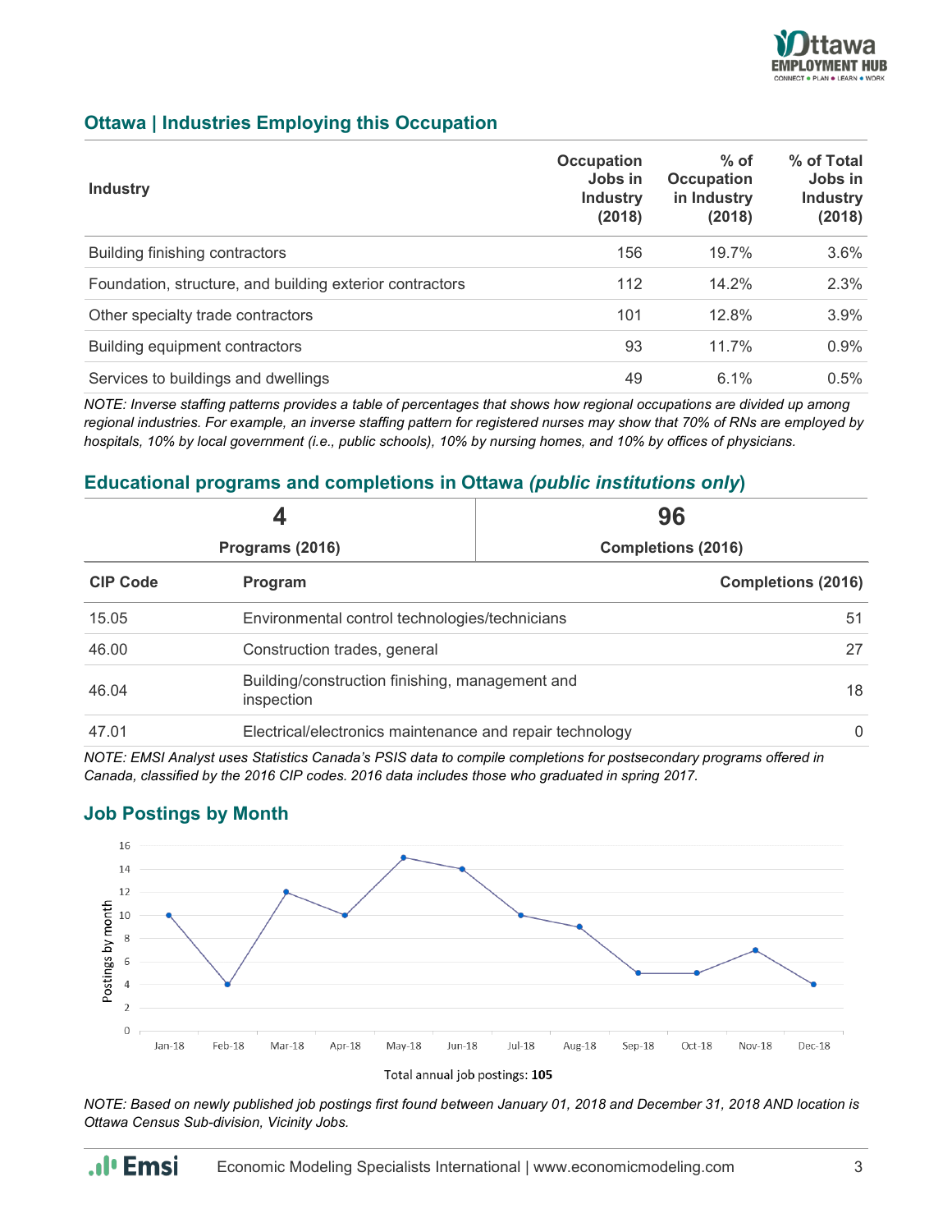## Ottawa | Industries Employing this Occupation

| Industry | Occupation Jobs in Industry (2018) | % of Occupation in Industry (2018) | % of Total Jobs in Industry (2018) |
|---|---|---|---|
| Building finishing contractors | 156 | 19.7% | 3.6% |
| Foundation, structure, and building exterior contractors | 112 | 14.2% | 2.3% |
| Other specialty trade contractors | 101 | 12.8% | 3.9% |
| Building equipment contractors | 93 | 11.7% | 0.9% |
| Services to buildings and dwellings | 49 | 6.1% | 0.5% |

*NOTE: Inverse staffing patterns provides a table of percentages that shows how regional occupations are divided up among regional industries. For example, an inverse staffing pattern for registered nurses may show that 70% of RNs are employed by hospitals, 10% by local government (i.e., public schools), 10% by nursing homes, and 10% by offices of physicians.*

## Educational programs and completions in Ottawa *(public institutions only)*

| 4 | 96 |
|---|---|
| Programs (2016) | Completions (2016) |

| CIP Code | Program | Completions (2016) |
|---|---|---|
| 15.05 | Environmental control technologies/technicians | 51 |
| 46.00 | Construction trades, general | 27 |
| 46.04 | Building/construction finishing, management and inspection | 18 |
| 47.01 | Electrical/electronics maintenance and repair technology | 0 |

*NOTE: EMSI Analyst uses Statistics Canada's PSIS data to compile completions for postsecondary programs offered in Canada, classified by the 2016 CIP codes. 2016 data includes those who graduated in spring 2017.*

## Job Postings by Month

| Month | Postings by month |
|---|---|
| Jan-18 | 10 |
| Feb-18 | 4 |
| Mar-18 | 12 |
| Apr-18 | 10 |
| May-18 | 15 |
| Jun-18 | 14 |
| Jul-18 | 10 |
| Aug-18 | 9 |
| Sep-18 | 5 |
| Oct-18 | 5 |
| Nov-18 | 7 |
| Dec-18 | 4 |

Total annual job postings: **105**

*NOTE: Based on newly published job postings first found between January 01, 2018 and December 31, 2018 AND location is Ottawa Census Sub-division, Vicinity Jobs.*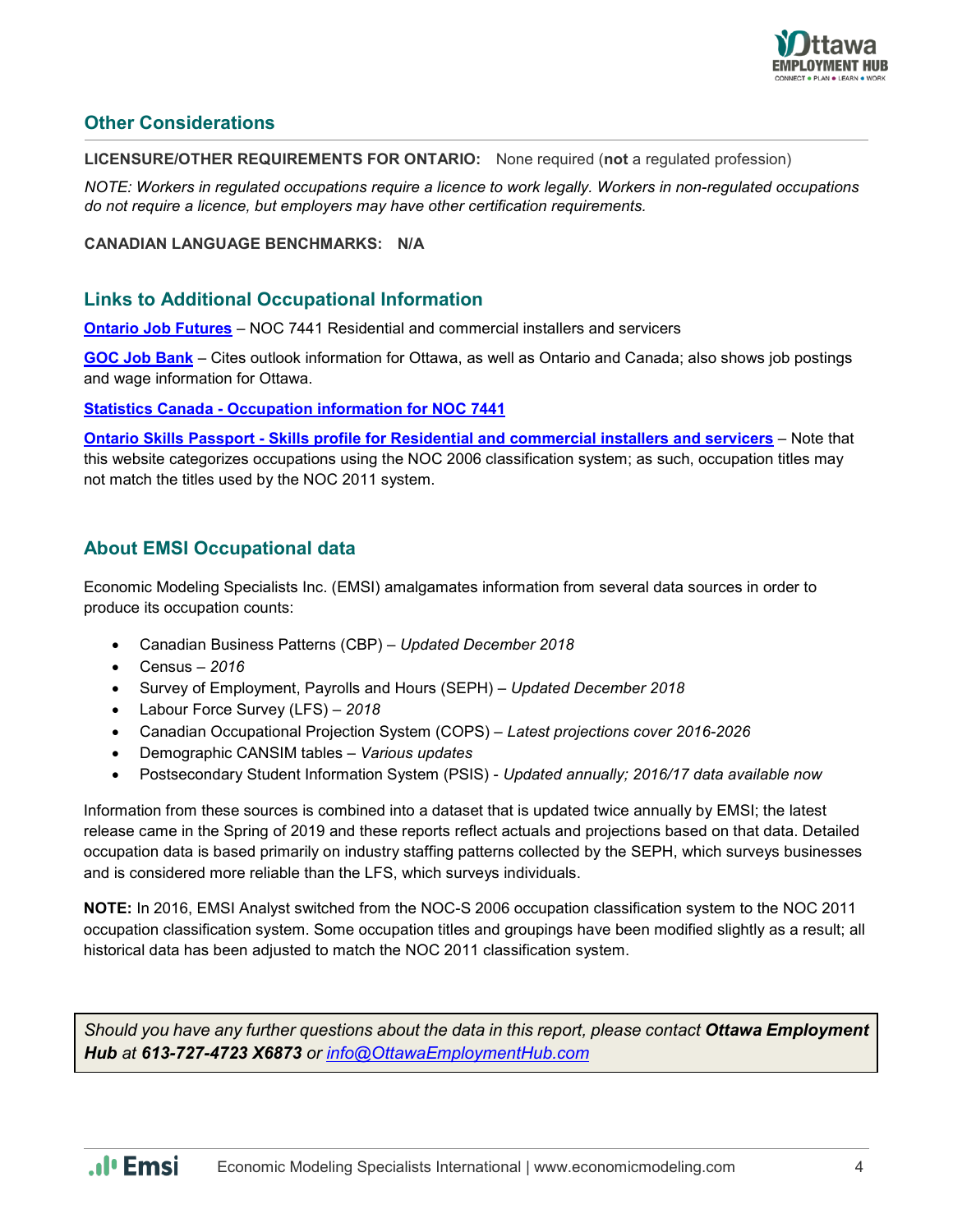## Other Considerations

**LICENSURE/OTHER REQUIREMENTS FOR ONTARIO:** None required (**not** a regulated profession)

*NOTE: Workers in regulated occupations require a licence to work legally. Workers in non-regulated occupations do not require a licence, but employers may have other certification requirements.*

**CANADIAN LANGUAGE BENCHMARKS: N/A**

## Links to Additional Occupational Information

**Ontario Job Futures** – NOC 7441 Residential and commercial installers and servicers

**GOC Job Bank** – Cites outlook information for Ottawa, as well as Ontario and Canada; also shows job postings and wage information for Ottawa.

**Statistics Canada - Occupation information for NOC 7441**

**Ontario Skills Passport - Skills profile for Residential and commercial installers and servicers** – Note that this website categorizes occupations using the NOC 2006 classification system; as such, occupation titles may not match the titles used by the NOC 2011 system.

## About EMSI Occupational data

Economic Modeling Specialists Inc. (EMSI) amalgamates information from several data sources in order to produce its occupation counts:

- Canadian Business Patterns (CBP) – *Updated December 2018*
- Census – *2016*
- Survey of Employment, Payrolls and Hours (SEPH) – *Updated December 2018*
- Labour Force Survey (LFS) – *2018*
- Canadian Occupational Projection System (COPS) – *Latest projections cover 2016-2026*
- Demographic CANSIM tables – *Various updates*
- Postsecondary Student Information System (PSIS) - *Updated annually; 2016/17 data available now*

Information from these sources is combined into a dataset that is updated twice annually by EMSI; the latest release came in the Spring of 2019 and these reports reflect actuals and projections based on that data. Detailed occupation data is based primarily on industry staffing patterns collected by the SEPH, which surveys businesses and is considered more reliable than the LFS, which surveys individuals.

**NOTE:** In 2016, EMSI Analyst switched from the NOC-S 2006 occupation classification system to the NOC 2011 occupation classification system. Some occupation titles and groupings have been modified slightly as a result; all historical data has been adjusted to match the NOC 2011 classification system.

*Should you have any further questions about the data in this report, please contact **Ottawa Employment Hub** at **613-727-4723 X6873** or info@OttawaEmploymentHub.com*